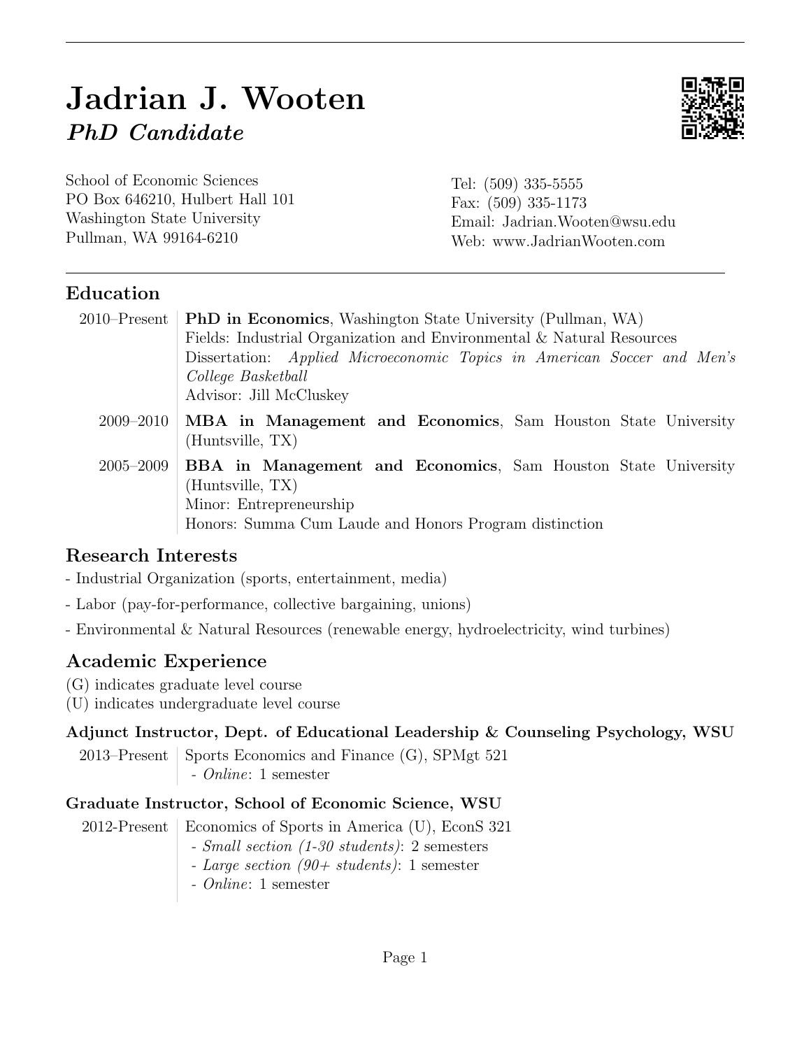# Jadrian J. Wooten

***PhD Candidate***

School of Economic Sciences
PO Box 646210, Hulbert Hall 101
Washington State University
Pullman, WA 99164-6210

Tel: (509) 335-5555
Fax: (509) 335-1173
Email: Jadrian.Wooten@wsu.edu
Web: www.JadrianWooten.com

## Education

| | |
|---|---|
| 2010–Present | **PhD in Economics**, Washington State University (Pullman, WA)<br>Fields: Industrial Organization and Environmental & Natural Resources<br>Dissertation: *Applied Microeconomic Topics in American Soccer and Men's College Basketball*<br>Advisor: Jill McCluskey |
| 2009–2010 | **MBA in Management and Economics**, Sam Houston State University (Huntsville, TX) |
| 2005–2009 | **BBA in Management and Economics**, Sam Houston State University (Huntsville, TX)<br>Minor: Entrepreneurship<br>Honors: Summa Cum Laude and Honors Program distinction |

## Research Interests

- Industrial Organization (sports, entertainment, media)
- Labor (pay-for-performance, collective bargaining, unions)
- Environmental & Natural Resources (renewable energy, hydroelectricity, wind turbines)

## Academic Experience

(G) indicates graduate level course
(U) indicates undergraduate level course

### Adjunct Instructor, Dept. of Educational Leadership & Counseling Psychology, WSU

| | |
|---|---|
| 2013–Present | Sports Economics and Finance (G), SPMgt 521<br>- *Online*: 1 semester |

### Graduate Instructor, School of Economic Science, WSU

| | |
|---|---|
| 2012-Present | Economics of Sports in America (U), EconS 321<br>- *Small section (1-30 students)*: 2 semesters<br>- *Large section (90+ students)*: 1 semester<br>- *Online*: 1 semester |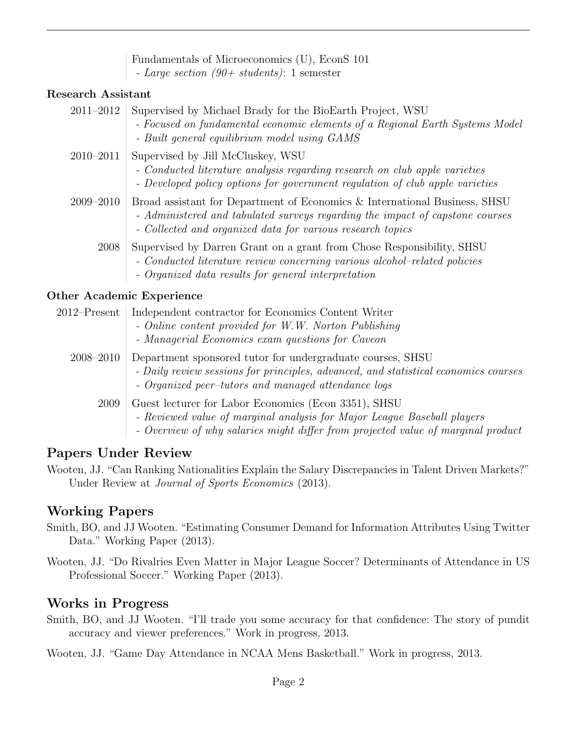| | |
|---|---|
| | Fundamentals of Microeconomics (U), EconS 101<br>- *Large section (90+ students)*: 1 semester |

**Research Assistant**

| | |
|---|---|
| 2011–2012 | Supervised by Michael Brady for the BioEarth Project, WSU<br>- *Focused on fundamental economic elements of a Regional Earth Systems Model*<br>- *Built general equilibrium model using GAMS* |
| 2010–2011 | Supervised by Jill McCluskey, WSU<br>- *Conducted literature analysis regarding research on club apple varieties*<br>- *Developed policy options for government regulation of club apple varieties* |
| 2009–2010 | Broad assistant for Department of Economics & International Business, SHSU<br>- *Administered and tabulated surveys regarding the impact of capstone courses*<br>- *Collected and organized data for various research topics* |
| 2008 | Supervised by Darren Grant on a grant from Chose Responsibility, SHSU<br>- *Conducted literature review concerning various alcohol–related policies*<br>- *Organized data results for general interpretation* |

**Other Academic Experience**

| | |
|---|---|
| 2012–Present | Independent contractor for Economics Content Writer<br>- *Online content provided for W.W. Norton Publishing*<br>- *Managerial Economics exam questions for Caveon* |
| 2008–2010 | Department sponsored tutor for undergraduate courses, SHSU<br>- *Daily review sessions for principles, advanced, and statistical economics courses*<br>- *Organized peer–tutors and managed attendance logs* |
| 2009 | Guest lecturer for Labor Economics (Econ 3351), SHSU<br>- *Reviewed value of marginal analysis for Major League Baseball players*<br>- *Overview of why salaries might differ from projected value of marginal product* |

## Papers Under Review

Wooten, JJ. "Can Ranking Nationalities Explain the Salary Discrepancies in Talent Driven Markets?" Under Review at *Journal of Sports Economics* (2013).

## Working Papers

Smith, BO, and JJ Wooten. "Estimating Consumer Demand for Information Attributes Using Twitter Data." Working Paper (2013).

Wooten, JJ. "Do Rivalries Even Matter in Major League Soccer? Determinants of Attendance in US Professional Soccer." Working Paper (2013).

## Works in Progress

Smith, BO, and JJ Wooten. "I'll trade you some accuracy for that confidence: The story of pundit accuracy and viewer preferences." Work in progress, 2013.

Wooten, JJ. "Game Day Attendance in NCAA Mens Basketball." Work in progress, 2013.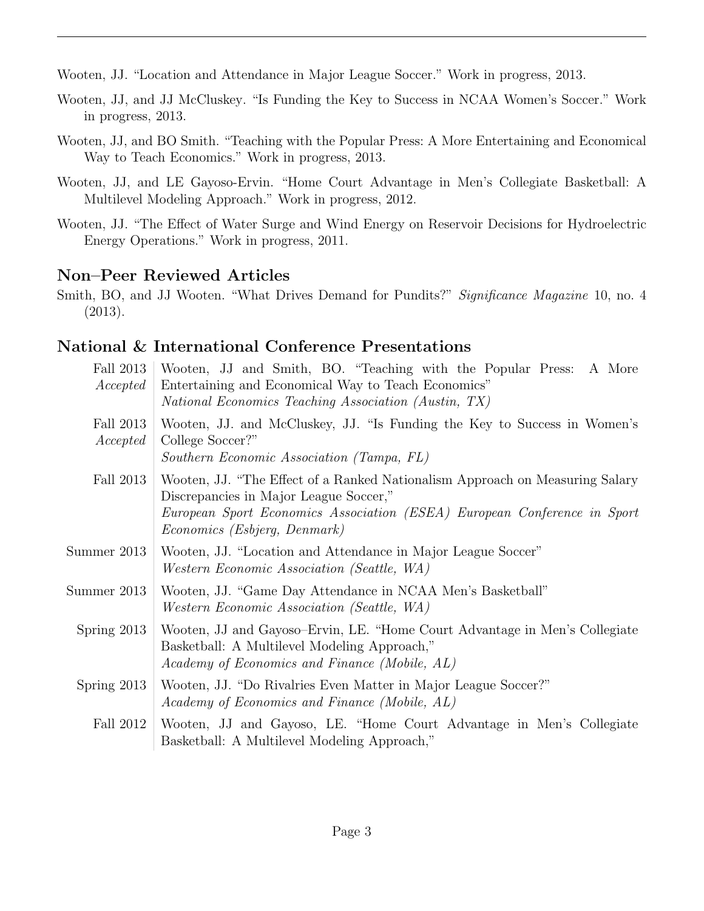Wooten, JJ. "Location and Attendance in Major League Soccer." Work in progress, 2013.

Wooten, JJ, and JJ McCluskey. "Is Funding the Key to Success in NCAA Women's Soccer." Work in progress, 2013.

Wooten, JJ, and BO Smith. "Teaching with the Popular Press: A More Entertaining and Economical Way to Teach Economics." Work in progress, 2013.

Wooten, JJ, and LE Gayoso-Ervin. "Home Court Advantage in Men's Collegiate Basketball: A Multilevel Modeling Approach." Work in progress, 2012.

Wooten, JJ. "The Effect of Water Surge and Wind Energy on Reservoir Decisions for Hydroelectric Energy Operations." Work in progress, 2011.

## Non–Peer Reviewed Articles

Smith, BO, and JJ Wooten. "What Drives Demand for Pundits?" *Significance Magazine* 10, no. 4 (2013).

## National & International Conference Presentations

| | |
|---|---|
| Fall 2013 *Accepted* | Wooten, JJ and Smith, BO. "Teaching with the Popular Press: A More Entertaining and Economical Way to Teach Economics" *National Economics Teaching Association (Austin, TX)* |
| Fall 2013 *Accepted* | Wooten, JJ. and McCluskey, JJ. "Is Funding the Key to Success in Women's College Soccer?" *Southern Economic Association (Tampa, FL)* |
| Fall 2013 | Wooten, JJ. "The Effect of a Ranked Nationalism Approach on Measuring Salary Discrepancies in Major League Soccer," *European Sport Economics Association (ESEA) European Conference in Sport Economics (Esbjerg, Denmark)* |
| Summer 2013 | Wooten, JJ. "Location and Attendance in Major League Soccer" *Western Economic Association (Seattle, WA)* |
| Summer 2013 | Wooten, JJ. "Game Day Attendance in NCAA Men's Basketball" *Western Economic Association (Seattle, WA)* |
| Spring 2013 | Wooten, JJ and Gayoso–Ervin, LE. "Home Court Advantage in Men's Collegiate Basketball: A Multilevel Modeling Approach," *Academy of Economics and Finance (Mobile, AL)* |
| Spring 2013 | Wooten, JJ. "Do Rivalries Even Matter in Major League Soccer?" *Academy of Economics and Finance (Mobile, AL)* |
| Fall 2012 | Wooten, JJ and Gayoso, LE. "Home Court Advantage in Men's Collegiate Basketball: A Multilevel Modeling Approach," |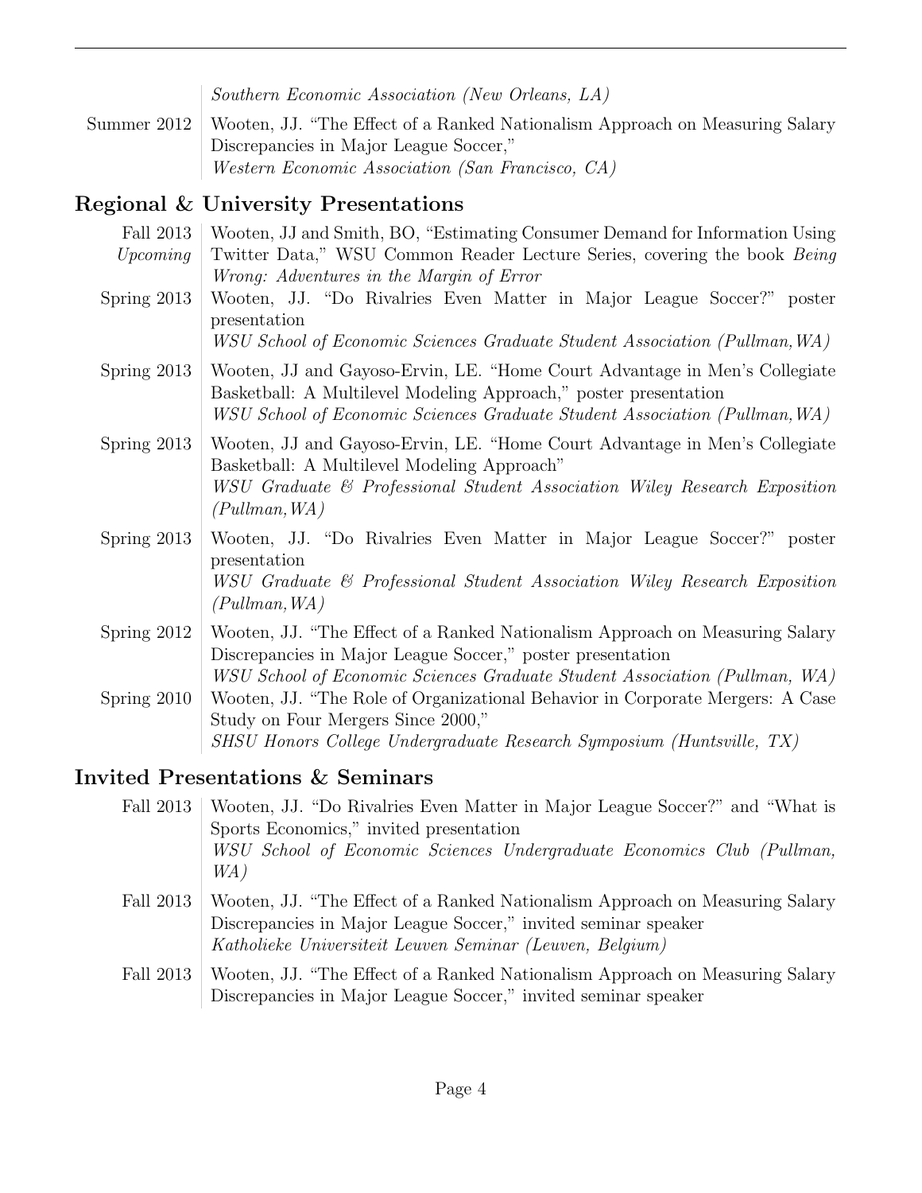*Southern Economic Association (New Orleans, LA)*

Summer 2012 — Wooten, JJ. "The Effect of a Ranked Nationalism Approach on Measuring Salary Discrepancies in Major League Soccer,"
*Western Economic Association (San Francisco, CA)*

## Regional & University Presentations

Fall 2013 *Upcoming* — Wooten, JJ and Smith, BO, "Estimating Consumer Demand for Information Using Twitter Data," WSU Common Reader Lecture Series, covering the book *Being Wrong: Adventures in the Margin of Error*

Spring 2013 — Wooten, JJ. "Do Rivalries Even Matter in Major League Soccer?" poster presentation
*WSU School of Economic Sciences Graduate Student Association (Pullman, WA)*

Spring 2013 — Wooten, JJ and Gayoso-Ervin, LE. "Home Court Advantage in Men's Collegiate Basketball: A Multilevel Modeling Approach," poster presentation
*WSU School of Economic Sciences Graduate Student Association (Pullman, WA)*

Spring 2013 — Wooten, JJ and Gayoso-Ervin, LE. "Home Court Advantage in Men's Collegiate Basketball: A Multilevel Modeling Approach"
*WSU Graduate & Professional Student Association Wiley Research Exposition (Pullman, WA)*

Spring 2013 — Wooten, JJ. "Do Rivalries Even Matter in Major League Soccer?" poster presentation
*WSU Graduate & Professional Student Association Wiley Research Exposition (Pullman, WA)*

Spring 2012 — Wooten, JJ. "The Effect of a Ranked Nationalism Approach on Measuring Salary Discrepancies in Major League Soccer," poster presentation
*WSU School of Economic Sciences Graduate Student Association (Pullman, WA)*

Spring 2010 — Wooten, JJ. "The Role of Organizational Behavior in Corporate Mergers: A Case Study on Four Mergers Since 2000,"
*SHSU Honors College Undergraduate Research Symposium (Huntsville, TX)*

## Invited Presentations & Seminars

Fall 2013 — Wooten, JJ. "Do Rivalries Even Matter in Major League Soccer?" and "What is Sports Economics," invited presentation
*WSU School of Economic Sciences Undergraduate Economics Club (Pullman, WA)*

Fall 2013 — Wooten, JJ. "The Effect of a Ranked Nationalism Approach on Measuring Salary Discrepancies in Major League Soccer," invited seminar speaker
*Katholieke Universiteit Leuven Seminar (Leuven, Belgium)*

Fall 2013 — Wooten, JJ. "The Effect of a Ranked Nationalism Approach on Measuring Salary Discrepancies in Major League Soccer," invited seminar speaker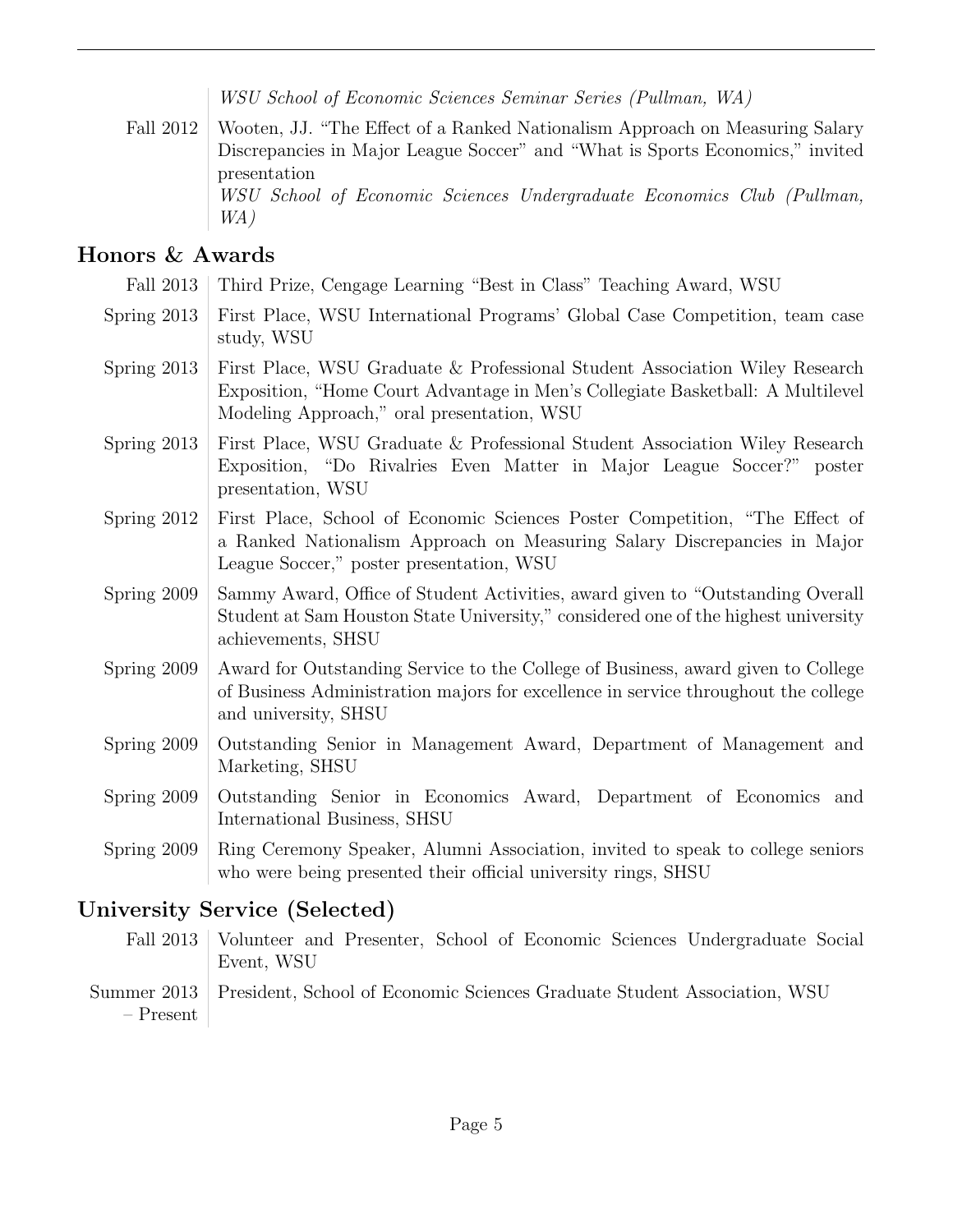*WSU School of Economic Sciences Seminar Series (Pullman, WA)*

Fall 2012 — Wooten, JJ. "The Effect of a Ranked Nationalism Approach on Measuring Salary Discrepancies in Major League Soccer" and "What is Sports Economics," invited presentation
*WSU School of Economic Sciences Undergraduate Economics Club (Pullman, WA)*

## Honors & Awards

- **Fall 2013** — Third Prize, Cengage Learning "Best in Class" Teaching Award, WSU
- **Spring 2013** — First Place, WSU International Programs' Global Case Competition, team case study, WSU
- **Spring 2013** — First Place, WSU Graduate & Professional Student Association Wiley Research Exposition, "Home Court Advantage in Men's Collegiate Basketball: A Multilevel Modeling Approach," oral presentation, WSU
- **Spring 2013** — First Place, WSU Graduate & Professional Student Association Wiley Research Exposition, "Do Rivalries Even Matter in Major League Soccer?" poster presentation, WSU
- **Spring 2012** — First Place, School of Economic Sciences Poster Competition, "The Effect of a Ranked Nationalism Approach on Measuring Salary Discrepancies in Major League Soccer," poster presentation, WSU
- **Spring 2009** — Sammy Award, Office of Student Activities, award given to "Outstanding Overall Student at Sam Houston State University," considered one of the highest university achievements, SHSU
- **Spring 2009** — Award for Outstanding Service to the College of Business, award given to College of Business Administration majors for excellence in service throughout the college and university, SHSU
- **Spring 2009** — Outstanding Senior in Management Award, Department of Management and Marketing, SHSU
- **Spring 2009** — Outstanding Senior in Economics Award, Department of Economics and International Business, SHSU
- **Spring 2009** — Ring Ceremony Speaker, Alumni Association, invited to speak to college seniors who were being presented their official university rings, SHSU

## University Service (Selected)

- **Fall 2013** — Volunteer and Presenter, School of Economic Sciences Undergraduate Social Event, WSU
- **Summer 2013 – Present** — President, School of Economic Sciences Graduate Student Association, WSU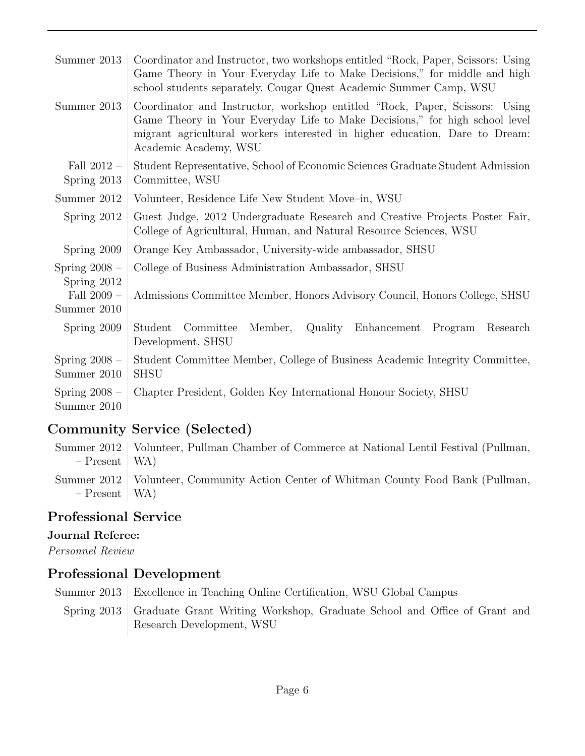| | |
|---|---|
| Summer 2013 | Coordinator and Instructor, two workshops entitled "Rock, Paper, Scissors: Using Game Theory in Your Everyday Life to Make Decisions," for middle and high school students separately, Cougar Quest Academic Summer Camp, WSU |
| Summer 2013 | Coordinator and Instructor, workshop entitled "Rock, Paper, Scissors: Using Game Theory in Your Everyday Life to Make Decisions," for high school level migrant agricultural workers interested in higher education, Dare to Dream: Academic Academy, WSU |
| Fall 2012 – Spring 2013 | Student Representative, School of Economic Sciences Graduate Student Admission Committee, WSU |
| Summer 2012 | Volunteer, Residence Life New Student Move–in, WSU |
| Spring 2012 | Guest Judge, 2012 Undergraduate Research and Creative Projects Poster Fair, College of Agricultural, Human, and Natural Resource Sciences, WSU |
| Spring 2009 | Orange Key Ambassador, University-wide ambassador, SHSU |
| Spring 2008 – Spring 2012 | College of Business Administration Ambassador, SHSU |
| Fall 2009 – Summer 2010 | Admissions Committee Member, Honors Advisory Council, Honors College, SHSU |
| Spring 2009 | Student Committee Member, Quality Enhancement Program Research Development, SHSU |
| Spring 2008 – Summer 2010 | Student Committee Member, College of Business Academic Integrity Committee, SHSU |
| Spring 2008 – Summer 2010 | Chapter President, Golden Key International Honour Society, SHSU |

## Community Service (Selected)

| | |
|---|---|
| Summer 2012 – Present | Volunteer, Pullman Chamber of Commerce at National Lentil Festival (Pullman, WA) |
| Summer 2012 – Present | Volunteer, Community Action Center of Whitman County Food Bank (Pullman, WA) |

## Professional Service

**Journal Referee:**

*Personnel Review*

## Professional Development

| | |
|---|---|
| Summer 2013 | Excellence in Teaching Online Certification, WSU Global Campus |
| Spring 2013 | Graduate Grant Writing Workshop, Graduate School and Office of Grant and Research Development, WSU |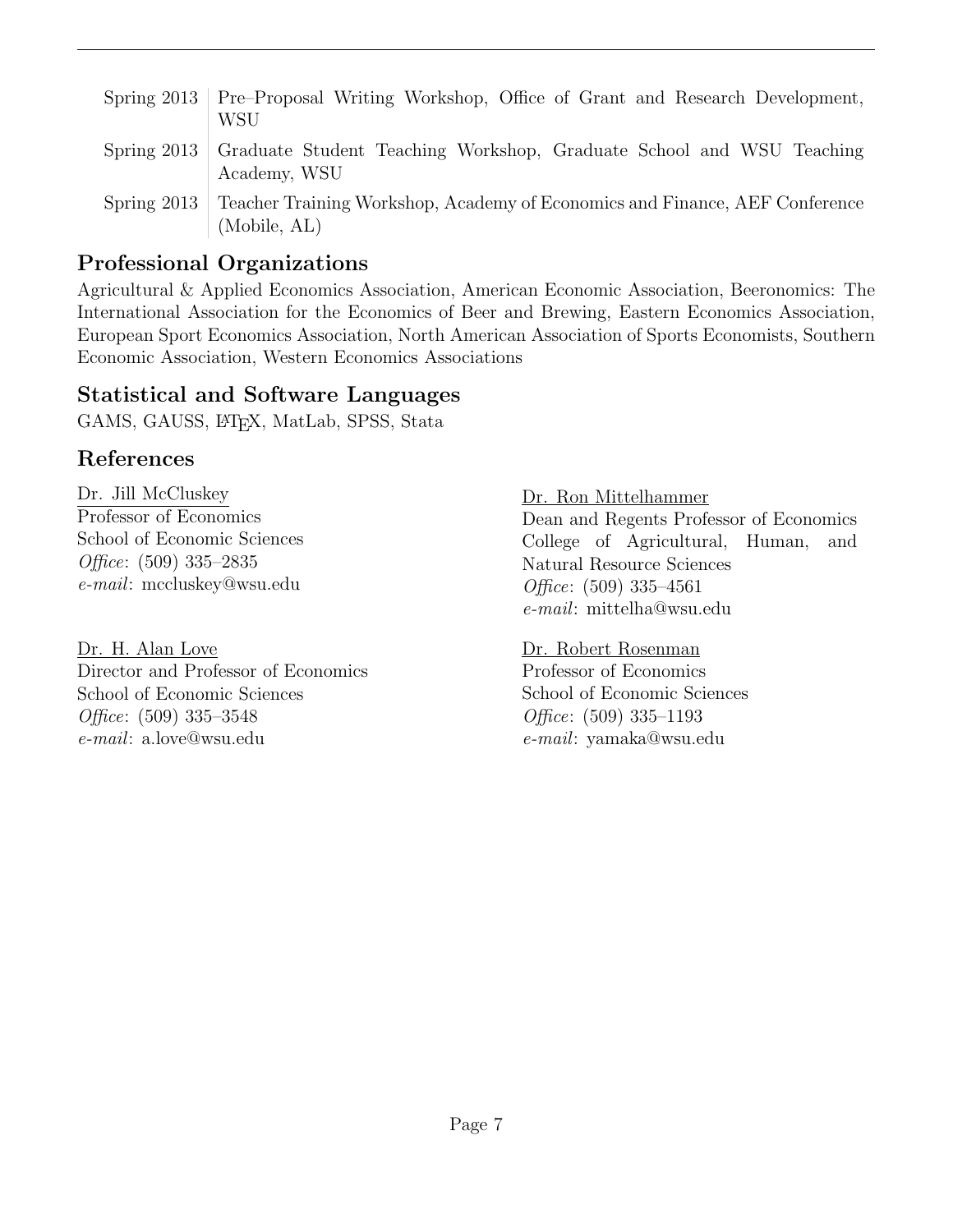| | |
|---|---|
| Spring 2013 | Pre–Proposal Writing Workshop, Office of Grant and Research Development, WSU |
| Spring 2013 | Graduate Student Teaching Workshop, Graduate School and WSU Teaching Academy, WSU |
| Spring 2013 | Teacher Training Workshop, Academy of Economics and Finance, AEF Conference (Mobile, AL) |

## Professional Organizations

Agricultural & Applied Economics Association, American Economic Association, Beeronomics: The International Association for the Economics of Beer and Brewing, Eastern Economics Association, European Sport Economics Association, North American Association of Sports Economists, Southern Economic Association, Western Economics Associations

## Statistical and Software Languages

GAMS, GAUSS, LaTeX, MatLab, SPSS, Stata

## References

Dr. Jill McCluskey
Professor of Economics
School of Economic Sciences
*Office*: (509) 335–2835
*e-mail*: mccluskey@wsu.edu

Dr. Ron Mittelhammer
Dean and Regents Professor of Economics
College of Agricultural, Human, and Natural Resource Sciences
*Office*: (509) 335–4561
*e-mail*: mittelha@wsu.edu

Dr. H. Alan Love
Director and Professor of Economics
School of Economic Sciences
*Office*: (509) 335–3548
*e-mail*: a.love@wsu.edu

Dr. Robert Rosenman
Professor of Economics
School of Economic Sciences
*Office*: (509) 335–1193
*e-mail*: yamaka@wsu.edu